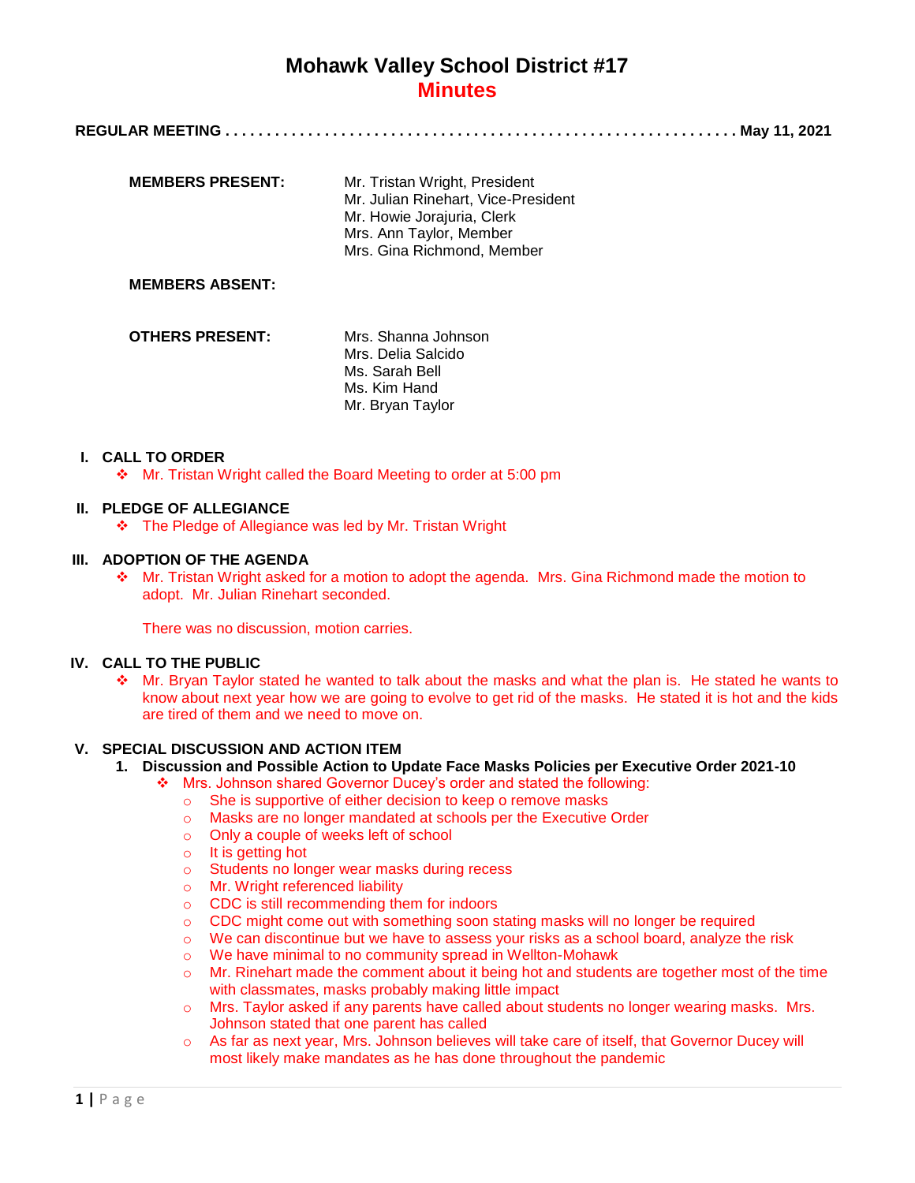# Mohawk Valley School District #17

## Minutes

**REGULAR MEETING . . . . . . . . . . . . . . . . . . . . . . . . . . . . . . . . . . . . . . . . . . . . . . . . . . . . . . . . . . . . . May 11, 2021**

| | |
|---|---|
| **MEMBERS PRESENT:** | Mr. Tristan Wright, President<br>Mr. Julian Rinehart, Vice-President<br>Mr. Howie Jorajuria, Clerk<br>Mrs. Ann Taylor, Member<br>Mrs. Gina Richmond, Member |
| **MEMBERS ABSENT:** | |
| **OTHERS PRESENT:** | Mrs. Shanna Johnson<br>Mrs. Delia Salcido<br>Ms. Sarah Bell<br>Ms. Kim Hand<br>Mr. Bryan Taylor |

### I. CALL TO ORDER

- Mr. Tristan Wright called the Board Meeting to order at 5:00 pm

### II. PLEDGE OF ALLEGIANCE

- The Pledge of Allegiance was led by Mr. Tristan Wright

### III. ADOPTION OF THE AGENDA

- Mr. Tristan Wright asked for a motion to adopt the agenda. Mrs. Gina Richmond made the motion to adopt. Mr. Julian Rinehart seconded.

  There was no discussion, motion carries.

### IV. CALL TO THE PUBLIC

- Mr. Bryan Taylor stated he wanted to talk about the masks and what the plan is. He stated he wants to know about next year how we are going to evolve to get rid of the masks. He stated it is hot and the kids are tired of them and we need to move on.

### V. SPECIAL DISCUSSION AND ACTION ITEM

1. **Discussion and Possible Action to Update Face Masks Policies per Executive Order 2021-10**
   - Mrs. Johnson shared Governor Ducey's order and stated the following:
     - She is supportive of either decision to keep o remove masks
     - Masks are no longer mandated at schools per the Executive Order
     - Only a couple of weeks left of school
     - It is getting hot
     - Students no longer wear masks during recess
     - Mr. Wright referenced liability
     - CDC is still recommending them for indoors
     - CDC might come out with something soon stating masks will no longer be required
     - We can discontinue but we have to assess your risks as a school board, analyze the risk
     - We have minimal to no community spread in Wellton-Mohawk
     - Mr. Rinehart made the comment about it being hot and students are together most of the time with classmates, masks probably making little impact
     - Mrs. Taylor asked if any parents have called about students no longer wearing masks. Mrs. Johnson stated that one parent has called
     - As far as next year, Mrs. Johnson believes will take care of itself, that Governor Ducey will most likely make mandates as he has done throughout the pandemic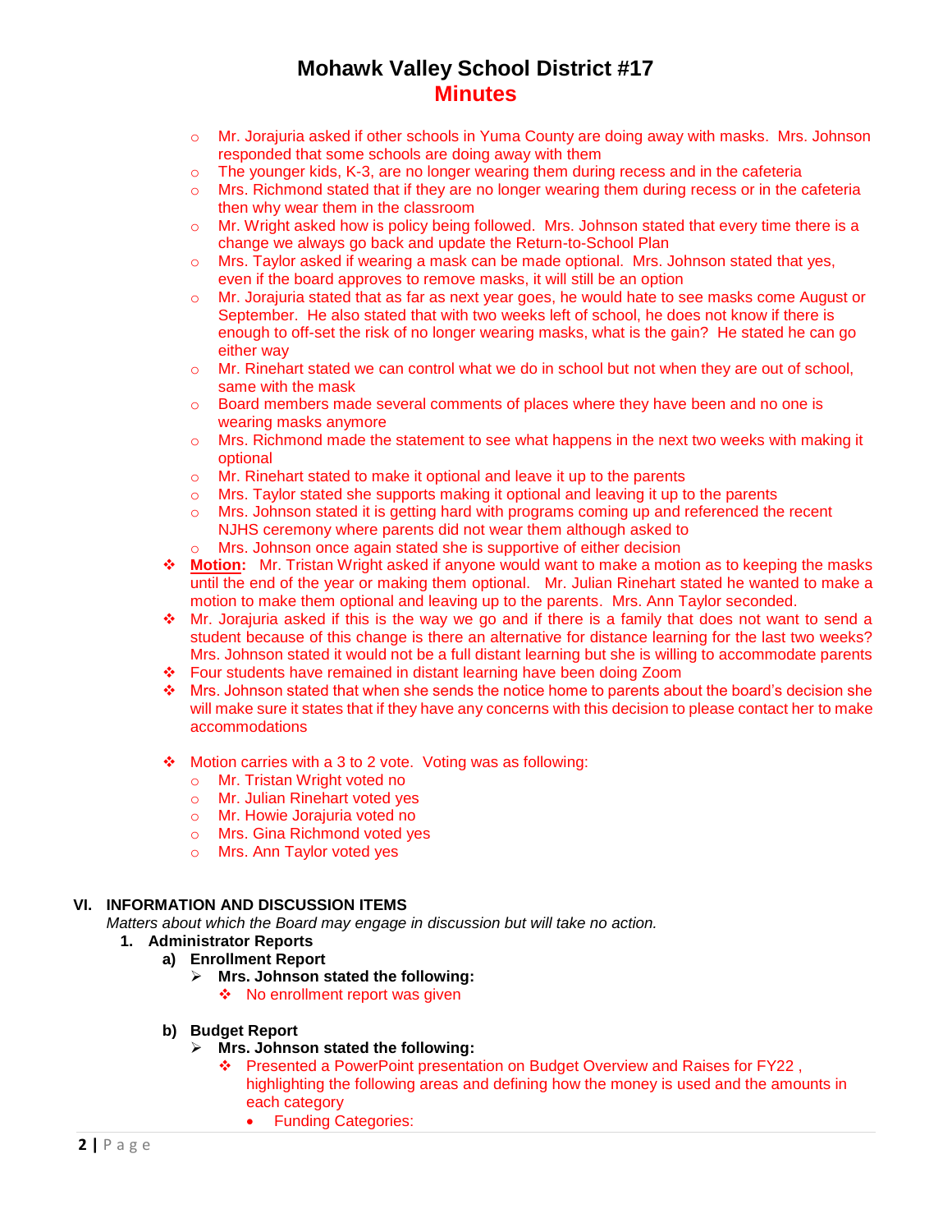- Mr. Jorajuria asked if other schools in Yuma County are doing away with masks. Mrs. Johnson responded that some schools are doing away with them
  - The younger kids, K-3, are no longer wearing them during recess and in the cafeteria
  - Mrs. Richmond stated that if they are no longer wearing them during recess or in the cafeteria then why wear them in the classroom
  - Mr. Wright asked how is policy being followed. Mrs. Johnson stated that every time there is a change we always go back and update the Return-to-School Plan
  - Mrs. Taylor asked if wearing a mask can be made optional. Mrs. Johnson stated that yes, even if the board approves to remove masks, it will still be an option
  - Mr. Jorajuria stated that as far as next year goes, he would hate to see masks come August or September. He also stated that with two weeks left of school, he does not know if there is enough to off-set the risk of no longer wearing masks, what is the gain? He stated he can go either way
  - Mr. Rinehart stated we can control what we do in school but not when they are out of school, same with the mask
  - Board members made several comments of places where they have been and no one is wearing masks anymore
  - Mrs. Richmond made the statement to see what happens in the next two weeks with making it optional
  - Mr. Rinehart stated to make it optional and leave it up to the parents
  - Mrs. Taylor stated she supports making it optional and leaving it up to the parents
  - Mrs. Johnson stated it is getting hard with programs coming up and referenced the recent NJHS ceremony where parents did not wear them although asked to
  - Mrs. Johnson once again stated she is supportive of either decision

- **Motion:** Mr. Tristan Wright asked if anyone would want to make a motion as to keeping the masks until the end of the year or making them optional. Mr. Julian Rinehart stated he wanted to make a motion to make them optional and leaving up to the parents. Mrs. Ann Taylor seconded.
- Mr. Jorajuria asked if this is the way we go and if there is a family that does not want to send a student because of this change is there an alternative for distance learning for the last two weeks? Mrs. Johnson stated it would not be a full distant learning but she is willing to accommodate parents
- Four students have remained in distant learning have been doing Zoom
- Mrs. Johnson stated that when she sends the notice home to parents about the board's decision she will make sure it states that if they have any concerns with this decision to please contact her to make accommodations

- Motion carries with a 3 to 2 vote. Voting was as following:
  - Mr. Tristan Wright voted no
  - Mr. Julian Rinehart voted yes
  - Mr. Howie Jorajuria voted no
  - Mrs. Gina Richmond voted yes
  - Mrs. Ann Taylor voted yes

## VI. INFORMATION AND DISCUSSION ITEMS

*Matters about which the Board may engage in discussion but will take no action.*

### 1. Administrator Reports

#### a) Enrollment Report

- **Mrs. Johnson stated the following:**
  - No enrollment report was given

#### b) Budget Report

- **Mrs. Johnson stated the following:**
  - Presented a PowerPoint presentation on Budget Overview and Raises for FY22 , highlighting the following areas and defining how the money is used and the amounts in each category
    - Funding Categories: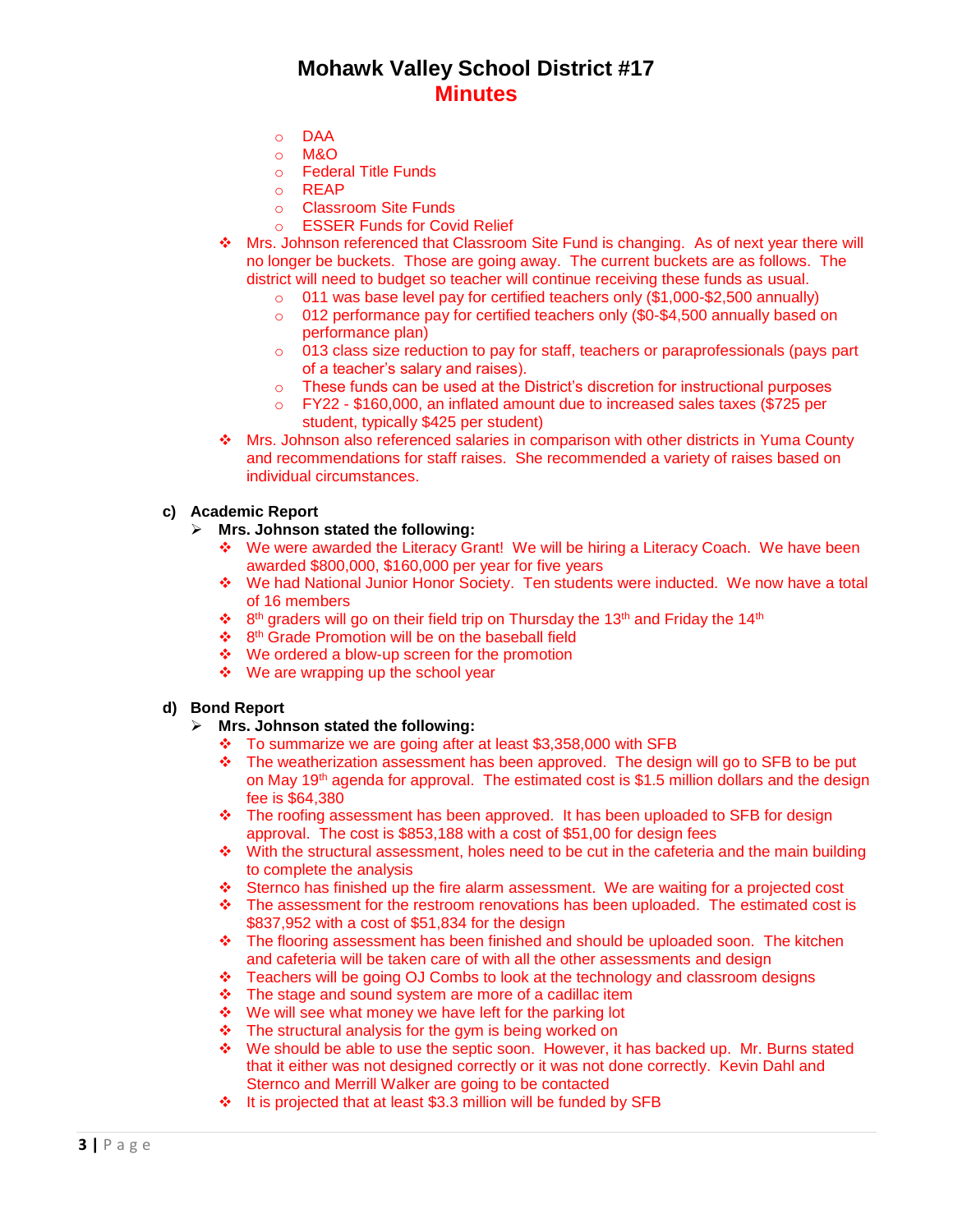# Mohawk Valley School District #17
## Minutes

- DAA
- M&O
- Federal Title Funds
- REAP
- Classroom Site Funds
- ESSER Funds for Covid Relief

- Mrs. Johnson referenced that Classroom Site Fund is changing. As of next year there will no longer be buckets. Those are going away. The current buckets are as follows. The district will need to budget so teacher will continue receiving these funds as usual.
  - 011 was base level pay for certified teachers only ($1,000-$2,500 annually)
  - 012 performance pay for certified teachers only ($0-$4,500 annually based on performance plan)
  - 013 class size reduction to pay for staff, teachers or paraprofessionals (pays part of a teacher's salary and raises).
  - These funds can be used at the District's discretion for instructional purposes
  - FY22 - $160,000, an inflated amount due to increased sales taxes ($725 per student, typically $425 per student)
- Mrs. Johnson also referenced salaries in comparison with other districts in Yuma County and recommendations for staff raises. She recommended a variety of raises based on individual circumstances.

**c) Academic Report**

- **Mrs. Johnson stated the following:**
  - We were awarded the Literacy Grant! We will be hiring a Literacy Coach. We have been awarded $800,000, $160,000 per year for five years
  - We had National Junior Honor Society. Ten students were inducted. We now have a total of 16 members
  - 8th graders will go on their field trip on Thursday the 13th and Friday the 14th
  - 8th Grade Promotion will be on the baseball field
  - We ordered a blow-up screen for the promotion
  - We are wrapping up the school year

**d) Bond Report**

- **Mrs. Johnson stated the following:**
  - To summarize we are going after at least $3,358,000 with SFB
  - The weatherization assessment has been approved. The design will go to SFB to be put on May 19th agenda for approval. The estimated cost is $1.5 million dollars and the design fee is $64,380
  - The roofing assessment has been approved. It has been uploaded to SFB for design approval. The cost is $853,188 with a cost of $51,00 for design fees
  - With the structural assessment, holes need to be cut in the cafeteria and the main building to complete the analysis
  - Sternco has finished up the fire alarm assessment. We are waiting for a projected cost
  - The assessment for the restroom renovations has been uploaded. The estimated cost is $837,952 with a cost of $51,834 for the design
  - The flooring assessment has been finished and should be uploaded soon. The kitchen and cafeteria will be taken care of with all the other assessments and design
  - Teachers will be going OJ Combs to look at the technology and classroom designs
  - The stage and sound system are more of a cadillac item
  - We will see what money we have left for the parking lot
  - The structural analysis for the gym is being worked on
  - We should be able to use the septic soon. However, it has backed up. Mr. Burns stated that it either was not designed correctly or it was not done correctly. Kevin Dahl and Sternco and Merrill Walker are going to be contacted
  - It is projected that at least $3.3 million will be funded by SFB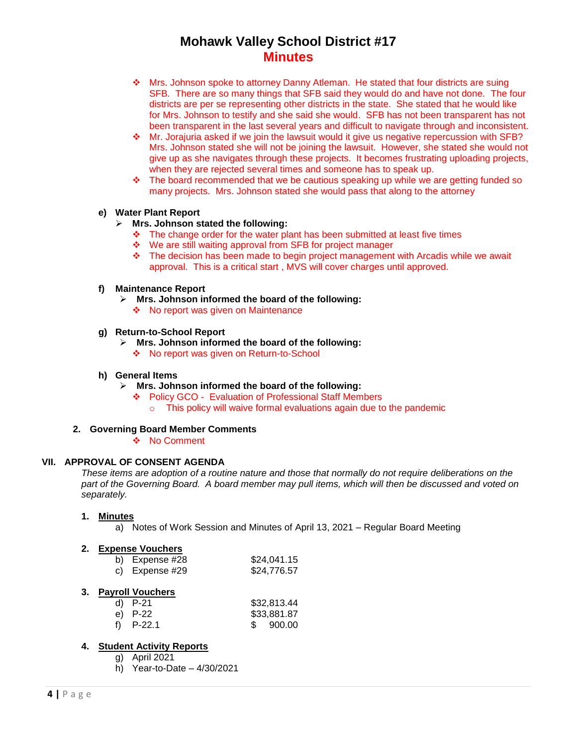- Mrs. Johnson spoke to attorney Danny Atleman. He stated that four districts are suing SFB. There are so many things that SFB said they would do and have not done. The four districts are per se representing other districts in the state. She stated that he would like for Mrs. Johnson to testify and she said she would. SFB has not been transparent has not been transparent in the last several years and difficult to navigate through and inconsistent.
- Mr. Jorajuria asked if we join the lawsuit would it give us negative repercussion with SFB? Mrs. Johnson stated she will not be joining the lawsuit. However, she stated she would not give up as she navigates through these projects. It becomes frustrating uploading projects, when they are rejected several times and someone has to speak up.
- The board recommended that we be cautious speaking up while we are getting funded so many projects. Mrs. Johnson stated she would pass that along to the attorney

**e) Water Plant Report**

- **Mrs. Johnson stated the following:**
  - The change order for the water plant has been submitted at least five times
  - We are still waiting approval from SFB for project manager
  - The decision has been made to begin project management with Arcadis while we await approval. This is a critical start , MVS will cover charges until approved.

**f) Maintenance Report**

- **Mrs. Johnson informed the board of the following:**
  - No report was given on Maintenance

**g) Return-to-School Report**

- **Mrs. Johnson informed the board of the following:**
  - No report was given on Return-to-School

**h) General Items**

- **Mrs. Johnson informed the board of the following:**
  - Policy GCO - Evaluation of Professional Staff Members
    - This policy will waive formal evaluations again due to the pandemic

**2. Governing Board Member Comments**

- No Comment

## VII. APPROVAL OF CONSENT AGENDA

*These items are adoption of a routine nature and those that normally do not require deliberations on the part of the Governing Board. A board member may pull items, which will then be discussed and voted on separately.*

**1. Minutes**

a) Notes of Work Session and Minutes of April 13, 2021 – Regular Board Meeting

**2. Expense Vouchers**

| | |
|---|---|
| b) Expense #28 | $24,041.15 |
| c) Expense #29 | $24,776.57 |

**3. Payroll Vouchers**

| | |
|---|---|
| d) P-21 | $32,813.44 |
| e) P-22 | $33,881.87 |
| f) P-22.1 | $ 900.00 |

**4. Student Activity Reports**

g) April 2021
h) Year-to-Date – 4/30/2021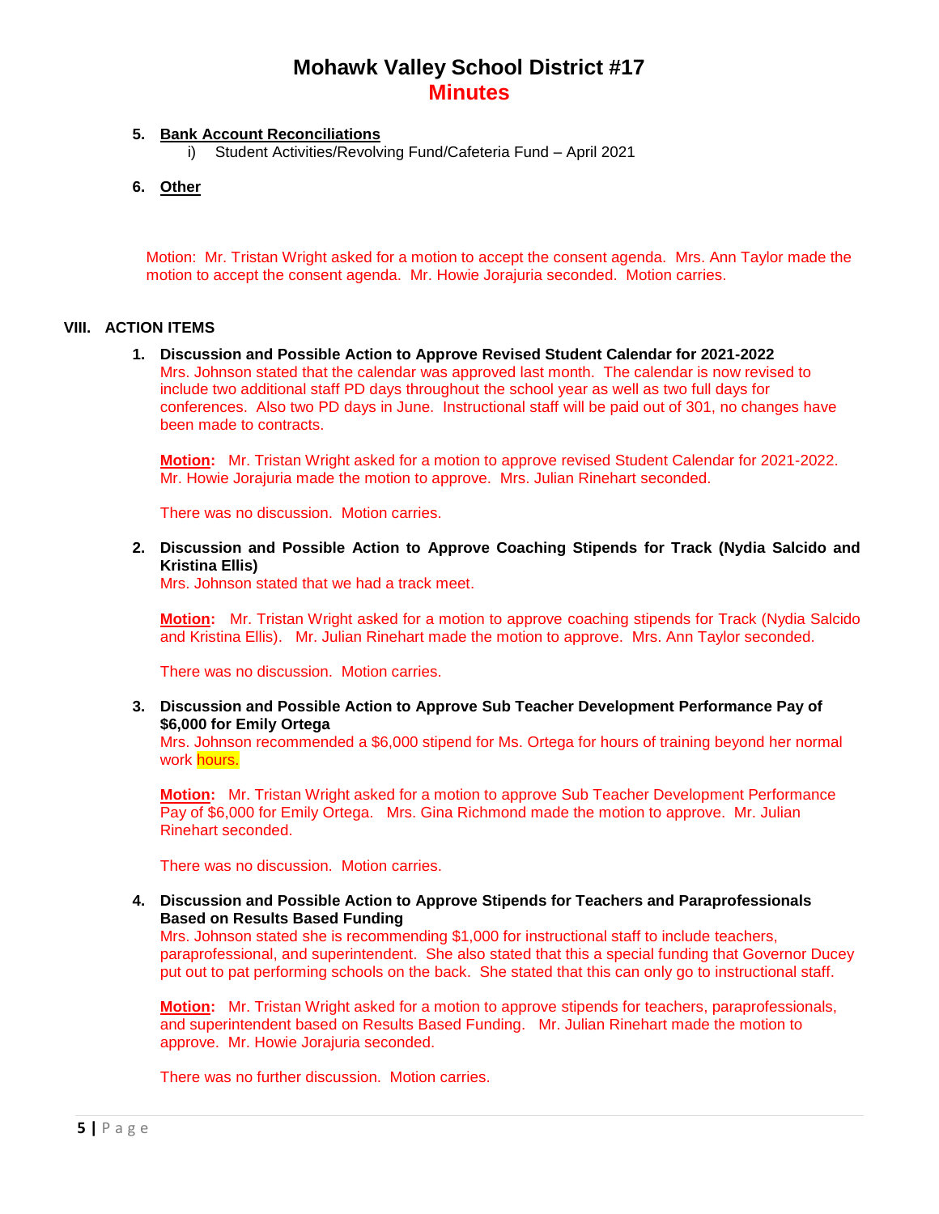# Mohawk Valley School District #17
# Minutes

5. **Bank Account Reconciliations**
   i) Student Activities/Revolving Fund/Cafeteria Fund – April 2021

6. **Other**

Motion: Mr. Tristan Wright asked for a motion to accept the consent agenda. Mrs. Ann Taylor made the motion to accept the consent agenda. Mr. Howie Jorajuria seconded. Motion carries.

## VIII. ACTION ITEMS

1. **Discussion and Possible Action to Approve Revised Student Calendar for 2021-2022**
   Mrs. Johnson stated that the calendar was approved last month. The calendar is now revised to include two additional staff PD days throughout the school year as well as two full days for conferences. Also two PD days in June. Instructional staff will be paid out of 301, no changes have been made to contracts.

   **Motion:** Mr. Tristan Wright asked for a motion to approve revised Student Calendar for 2021-2022. Mr. Howie Jorajuria made the motion to approve. Mrs. Julian Rinehart seconded.

   There was no discussion. Motion carries.

2. **Discussion and Possible Action to Approve Coaching Stipends for Track (Nydia Salcido and Kristina Ellis)**
   Mrs. Johnson stated that we had a track meet.

   **Motion:** Mr. Tristan Wright asked for a motion to approve coaching stipends for Track (Nydia Salcido and Kristina Ellis). Mr. Julian Rinehart made the motion to approve. Mrs. Ann Taylor seconded.

   There was no discussion. Motion carries.

3. **Discussion and Possible Action to Approve Sub Teacher Development Performance Pay of $6,000 for Emily Ortega**
   Mrs. Johnson recommended a $6,000 stipend for Ms. Ortega for hours of training beyond her normal work hours.

   **Motion:** Mr. Tristan Wright asked for a motion to approve Sub Teacher Development Performance Pay of $6,000 for Emily Ortega. Mrs. Gina Richmond made the motion to approve. Mr. Julian Rinehart seconded.

   There was no discussion. Motion carries.

4. **Discussion and Possible Action to Approve Stipends for Teachers and Paraprofessionals Based on Results Based Funding**
   Mrs. Johnson stated she is recommending $1,000 for instructional staff to include teachers, paraprofessional, and superintendent. She also stated that this a special funding that Governor Ducey put out to pat performing schools on the back. She stated that this can only go to instructional staff.

   **Motion:** Mr. Tristan Wright asked for a motion to approve stipends for teachers, paraprofessionals, and superintendent based on Results Based Funding. Mr. Julian Rinehart made the motion to approve. Mr. Howie Jorajuria seconded.

   There was no further discussion. Motion carries.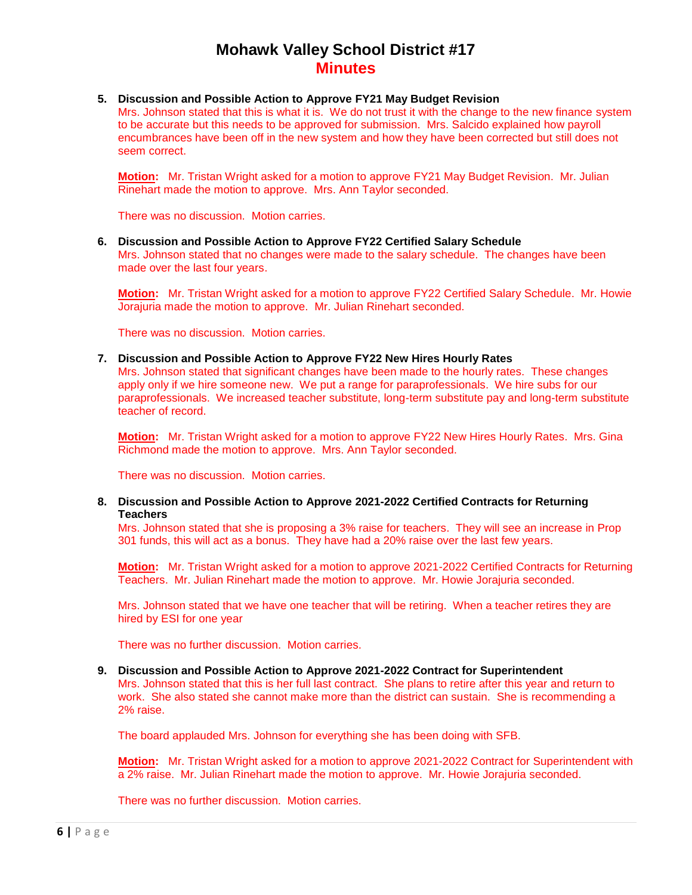# Mohawk Valley School District #17
## Minutes

5. **Discussion and Possible Action to Approve FY21 May Budget Revision**
   Mrs. Johnson stated that this is what it is. We do not trust it with the change to the new finance system to be accurate but this needs to be approved for submission. Mrs. Salcido explained how payroll encumbrances have been off in the new system and how they have been corrected but still does not seem correct.

   **Motion:** Mr. Tristan Wright asked for a motion to approve FY21 May Budget Revision. Mr. Julian Rinehart made the motion to approve. Mrs. Ann Taylor seconded.

   There was no discussion. Motion carries.

6. **Discussion and Possible Action to Approve FY22 Certified Salary Schedule**
   Mrs. Johnson stated that no changes were made to the salary schedule. The changes have been made over the last four years.

   **Motion:** Mr. Tristan Wright asked for a motion to approve FY22 Certified Salary Schedule. Mr. Howie Jorajuria made the motion to approve. Mr. Julian Rinehart seconded.

   There was no discussion. Motion carries.

7. **Discussion and Possible Action to Approve FY22 New Hires Hourly Rates**
   Mrs. Johnson stated that significant changes have been made to the hourly rates. These changes apply only if we hire someone new. We put a range for paraprofessionals. We hire subs for our paraprofessionals. We increased teacher substitute, long-term substitute pay and long-term substitute teacher of record.

   **Motion:** Mr. Tristan Wright asked for a motion to approve FY22 New Hires Hourly Rates. Mrs. Gina Richmond made the motion to approve. Mrs. Ann Taylor seconded.

   There was no discussion. Motion carries.

8. **Discussion and Possible Action to Approve 2021-2022 Certified Contracts for Returning Teachers**
   Mrs. Johnson stated that she is proposing a 3% raise for teachers. They will see an increase in Prop 301 funds, this will act as a bonus. They have had a 20% raise over the last few years.

   **Motion:** Mr. Tristan Wright asked for a motion to approve 2021-2022 Certified Contracts for Returning Teachers. Mr. Julian Rinehart made the motion to approve. Mr. Howie Jorajuria seconded.

   Mrs. Johnson stated that we have one teacher that will be retiring. When a teacher retires they are hired by ESI for one year

   There was no further discussion. Motion carries.

9. **Discussion and Possible Action to Approve 2021-2022 Contract for Superintendent**
   Mrs. Johnson stated that this is her full last contract. She plans to retire after this year and return to work. She also stated she cannot make more than the district can sustain. She is recommending a 2% raise.

   The board applauded Mrs. Johnson for everything she has been doing with SFB.

   **Motion:** Mr. Tristan Wright asked for a motion to approve 2021-2022 Contract for Superintendent with a 2% raise. Mr. Julian Rinehart made the motion to approve. Mr. Howie Jorajuria seconded.

   There was no further discussion. Motion carries.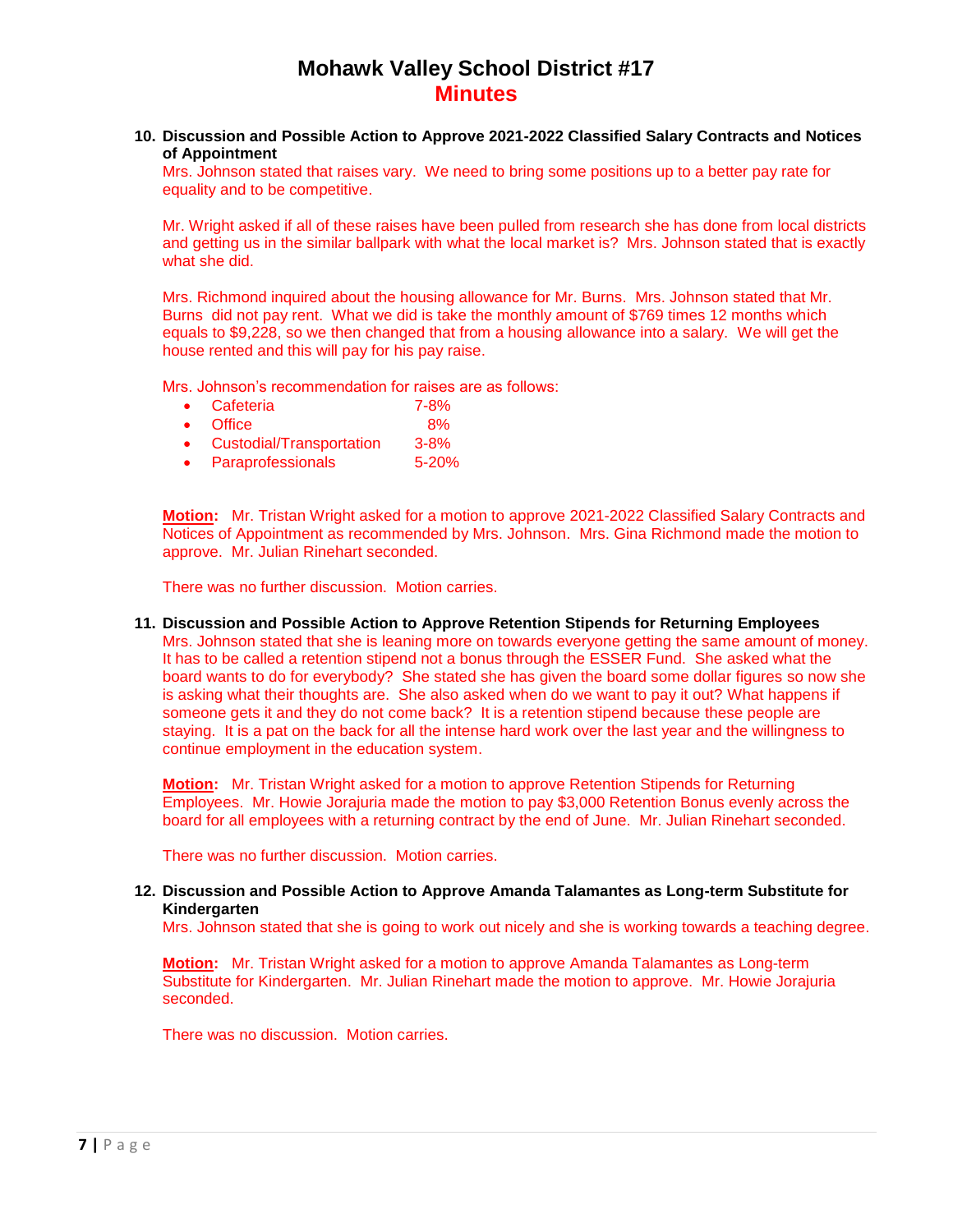# Mohawk Valley School District #17
## Minutes

**10. Discussion and Possible Action to Approve 2021-2022 Classified Salary Contracts and Notices of Appointment**

Mrs. Johnson stated that raises vary. We need to bring some positions up to a better pay rate for equality and to be competitive.

Mr. Wright asked if all of these raises have been pulled from research she has done from local districts and getting us in the similar ballpark with what the local market is? Mrs. Johnson stated that is exactly what she did.

Mrs. Richmond inquired about the housing allowance for Mr. Burns. Mrs. Johnson stated that Mr. Burns did not pay rent. What we did is take the monthly amount of $769 times 12 months which equals to $9,228, so we then changed that from a housing allowance into a salary. We will get the house rented and this will pay for his pay raise.

Mrs. Johnson's recommendation for raises are as follows:

- Cafeteria 7-8%
- Office 8%
- Custodial/Transportation 3-8%
- Paraprofessionals 5-20%

**Motion:** Mr. Tristan Wright asked for a motion to approve 2021-2022 Classified Salary Contracts and Notices of Appointment as recommended by Mrs. Johnson. Mrs. Gina Richmond made the motion to approve. Mr. Julian Rinehart seconded.

There was no further discussion. Motion carries.

**11. Discussion and Possible Action to Approve Retention Stipends for Returning Employees**

Mrs. Johnson stated that she is leaning more on towards everyone getting the same amount of money. It has to be called a retention stipend not a bonus through the ESSER Fund. She asked what the board wants to do for everybody? She stated she has given the board some dollar figures so now she is asking what their thoughts are. She also asked when do we want to pay it out? What happens if someone gets it and they do not come back? It is a retention stipend because these people are staying. It is a pat on the back for all the intense hard work over the last year and the willingness to continue employment in the education system.

**Motion:** Mr. Tristan Wright asked for a motion to approve Retention Stipends for Returning Employees. Mr. Howie Jorajuria made the motion to pay $3,000 Retention Bonus evenly across the board for all employees with a returning contract by the end of June. Mr. Julian Rinehart seconded.

There was no further discussion. Motion carries.

**12. Discussion and Possible Action to Approve Amanda Talamantes as Long-term Substitute for Kindergarten**

Mrs. Johnson stated that she is going to work out nicely and she is working towards a teaching degree.

**Motion:** Mr. Tristan Wright asked for a motion to approve Amanda Talamantes as Long-term Substitute for Kindergarten. Mr. Julian Rinehart made the motion to approve. Mr. Howie Jorajuria seconded.

There was no discussion. Motion carries.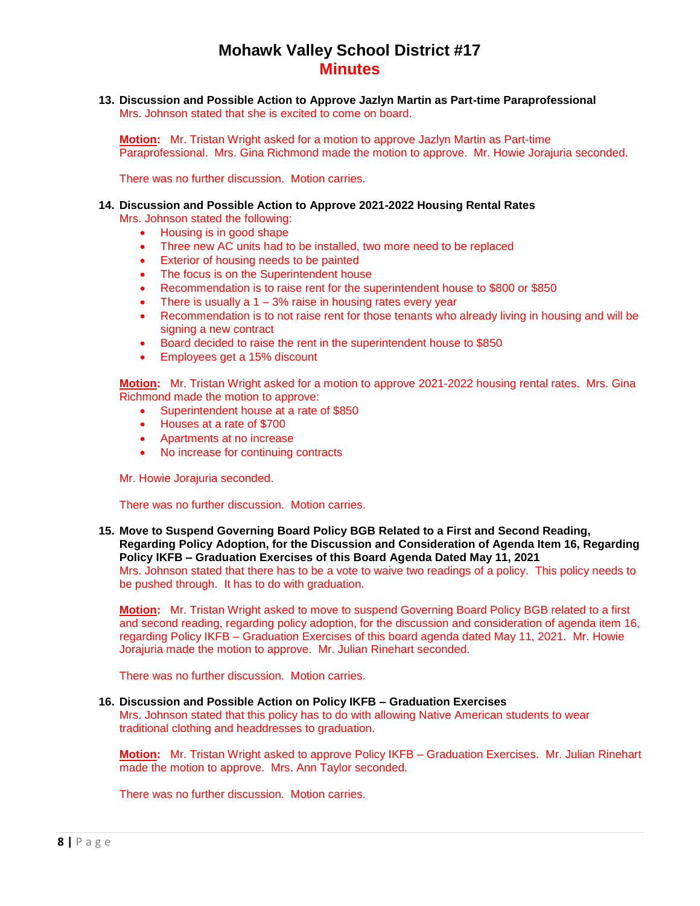# Mohawk Valley School District #17
## Minutes

**13. Discussion and Possible Action to Approve Jazlyn Martin as Part-time Paraprofessional**
Mrs. Johnson stated that she is excited to come on board.

**Motion:** Mr. Tristan Wright asked for a motion to approve Jazlyn Martin as Part-time Paraprofessional. Mrs. Gina Richmond made the motion to approve. Mr. Howie Jorajuria seconded.

There was no further discussion. Motion carries.

**14. Discussion and Possible Action to Approve 2021-2022 Housing Rental Rates**
Mrs. Johnson stated the following:

- Housing is in good shape
- Three new AC units had to be installed, two more need to be replaced
- Exterior of housing needs to be painted
- The focus is on the Superintendent house
- Recommendation is to raise rent for the superintendent house to $800 or $850
- There is usually a 1 – 3% raise in housing rates every year
- Recommendation is to not raise rent for those tenants who already living in housing and will be signing a new contract
- Board decided to raise the rent in the superintendent house to $850
- Employees get a 15% discount

**Motion:** Mr. Tristan Wright asked for a motion to approve 2021-2022 housing rental rates. Mrs. Gina Richmond made the motion to approve:

- Superintendent house at a rate of $850
- Houses at a rate of $700
- Apartments at no increase
- No increase for continuing contracts

Mr. Howie Jorajuria seconded.

There was no further discussion. Motion carries.

**15. Move to Suspend Governing Board Policy BGB Related to a First and Second Reading, Regarding Policy Adoption, for the Discussion and Consideration of Agenda Item 16, Regarding Policy IKFB – Graduation Exercises of this Board Agenda Dated May 11, 2021**
Mrs. Johnson stated that there has to be a vote to waive two readings of a policy. This policy needs to be pushed through. It has to do with graduation.

**Motion:** Mr. Tristan Wright asked to move to suspend Governing Board Policy BGB related to a first and second reading, regarding policy adoption, for the discussion and consideration of agenda item 16, regarding Policy IKFB – Graduation Exercises of this board agenda dated May 11, 2021. Mr. Howie Jorajuria made the motion to approve. Mr. Julian Rinehart seconded.

There was no further discussion. Motion carries.

**16. Discussion and Possible Action on Policy IKFB – Graduation Exercises**
Mrs. Johnson stated that this policy has to do with allowing Native American students to wear traditional clothing and headdresses to graduation.

**Motion:** Mr. Tristan Wright asked to approve Policy IKFB – Graduation Exercises. Mr. Julian Rinehart made the motion to approve. Mrs. Ann Taylor seconded.

There was no further discussion. Motion carries.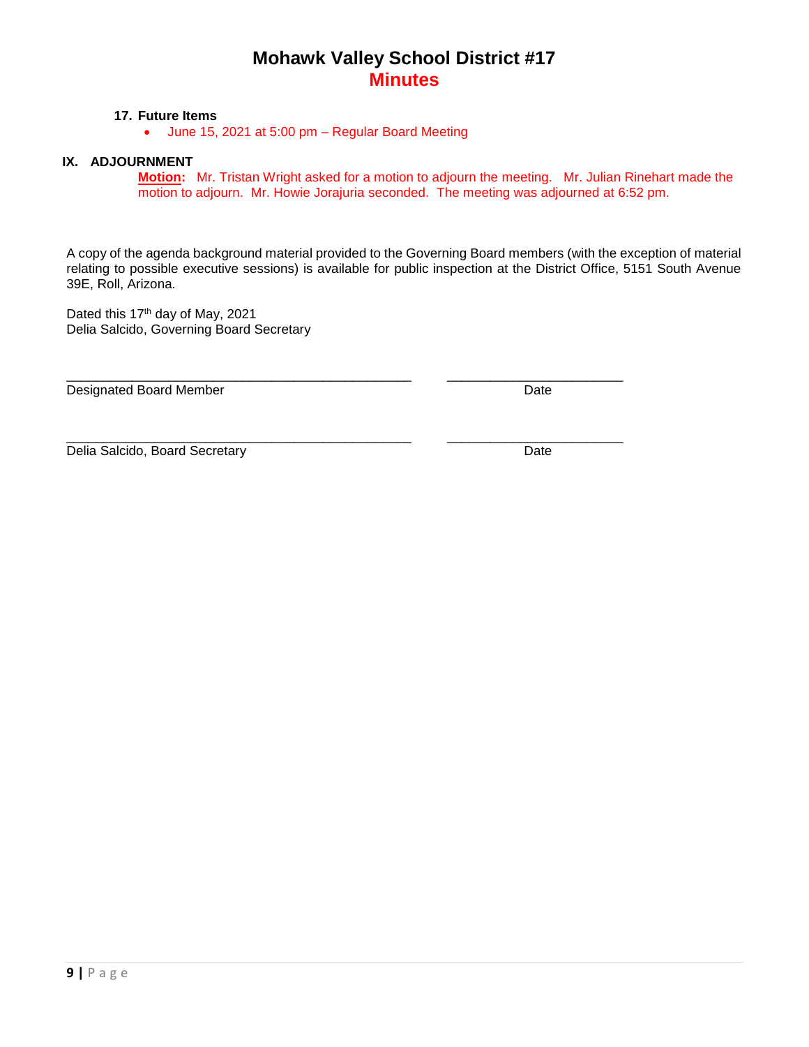# Mohawk Valley School District #17
## Minutes

**17. Future Items**

- June 15, 2021 at 5:00 pm – Regular Board Meeting

**IX. ADJOURNMENT**

**Motion:** Mr. Tristan Wright asked for a motion to adjourn the meeting. Mr. Julian Rinehart made the motion to adjourn. Mr. Howie Jorajuria seconded. The meeting was adjourned at 6:52 pm.

A copy of the agenda background material provided to the Governing Board members (with the exception of material relating to possible executive sessions) is available for public inspection at the District Office, 5151 South Avenue 39E, Roll, Arizona.

Dated this 17th day of May, 2021
Delia Salcido, Governing Board Secretary

_______________________________________________ _______________________
Designated Board Member Date

_______________________________________________ _______________________
Delia Salcido, Board Secretary Date